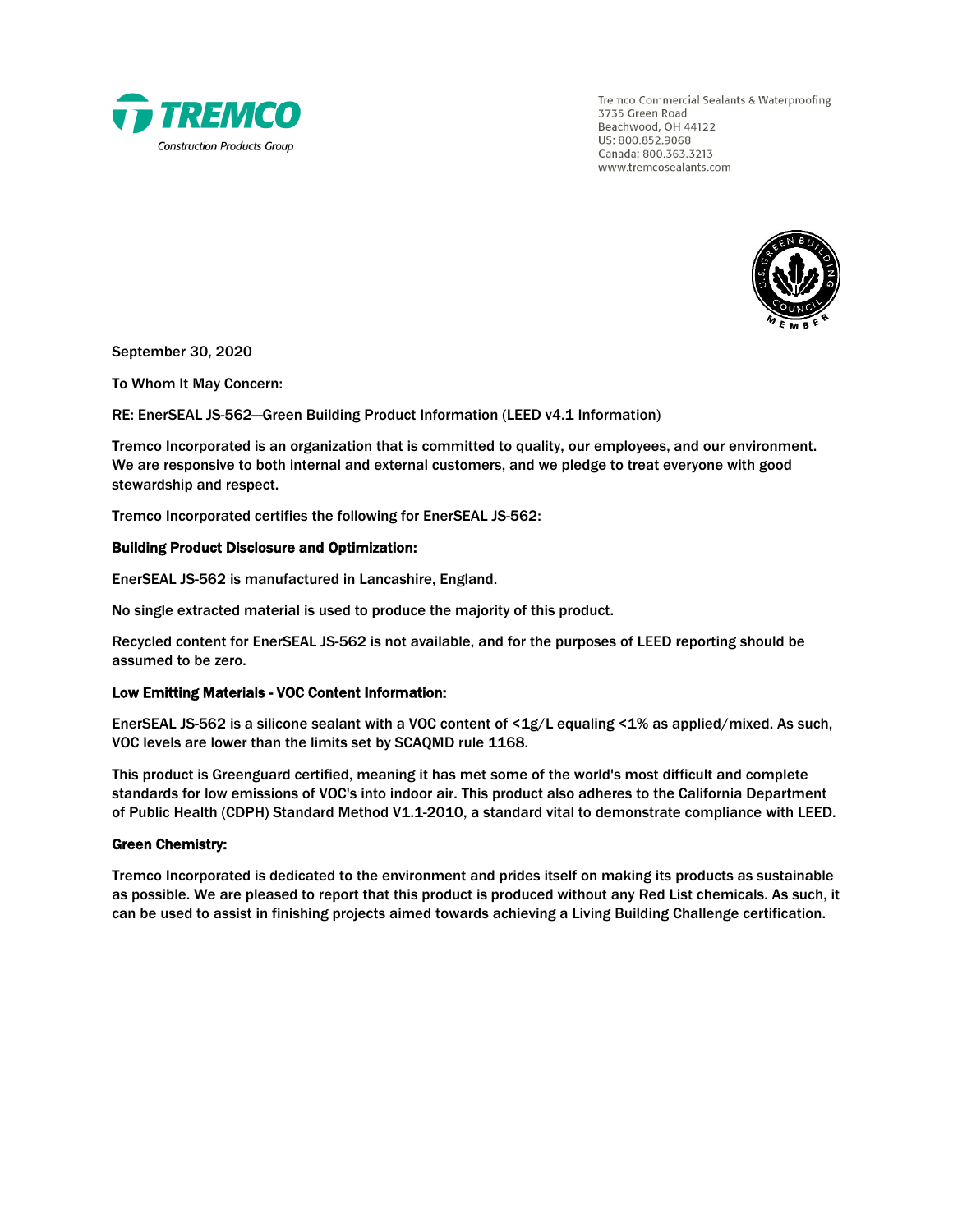**TREMCO**
Construction Products Group

Tremco Commercial Sealants & Waterproofing
3735 Green Road
Beachwood, OH 44122
US: 800.852.9068
Canada: 800.363.3213
www.tremcosealants.com

September 30, 2020

To Whom It May Concern:

RE: EnerSEAL JS-562—Green Building Product Information (LEED v4.1 Information)

Tremco Incorporated is an organization that is committed to quality, our employees, and our environment. We are responsive to both internal and external customers, and we pledge to treat everyone with good stewardship and respect.

Tremco Incorporated certifies the following for EnerSEAL JS-562:

**Building Product Disclosure and Optimization:**

EnerSEAL JS-562 is manufactured in Lancashire, England.

No single extracted material is used to produce the majority of this product.

Recycled content for EnerSEAL JS-562 is not available, and for the purposes of LEED reporting should be assumed to be zero.

**Low Emitting Materials - VOC Content Information:**

EnerSEAL JS-562 is a silicone sealant with a VOC content of <1g/L equaling <1% as applied/mixed. As such, VOC levels are lower than the limits set by SCAQMD rule 1168.

This product is Greenguard certified, meaning it has met some of the world's most difficult and complete standards for low emissions of VOC's into indoor air. This product also adheres to the California Department of Public Health (CDPH) Standard Method V1.1-2010, a standard vital to demonstrate compliance with LEED.

**Green Chemistry:**

Tremco Incorporated is dedicated to the environment and prides itself on making its products as sustainable as possible. We are pleased to report that this product is produced without any Red List chemicals. As such, it can be used to assist in finishing projects aimed towards achieving a Living Building Challenge certification.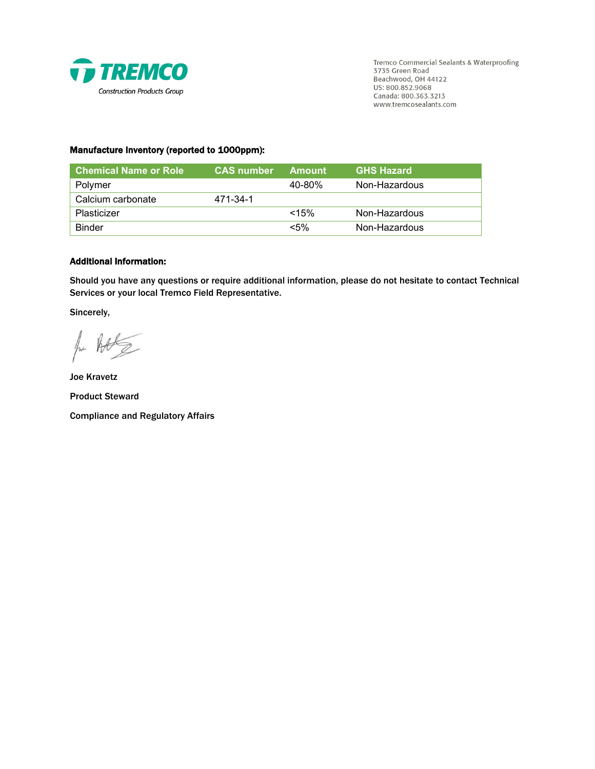Tremco Commercial Sealants & Waterproofing
3735 Green Road
Beachwood, OH 44122
US: 800.852.9068
Canada: 800.363.3213
www.tremcosealants.com

**Manufacture Inventory (reported to 1000ppm):**

| Chemical Name or Role | CAS number | Amount | GHS Hazard |
|---|---|---|---|
| Polymer | | 40-80% | Non-Hazardous |
| Calcium carbonate | 471-34-1 | | |
| Plasticizer | | <15% | Non-Hazardous |
| Binder | | <5% | Non-Hazardous |

**Additional Information:**

**Should you have any questions or require additional information, please do not hesitate to contact Technical Services or your local Tremco Field Representative.**

**Sincerely,**

**Joe Kravetz**

**Product Steward**

**Compliance and Regulatory Affairs**